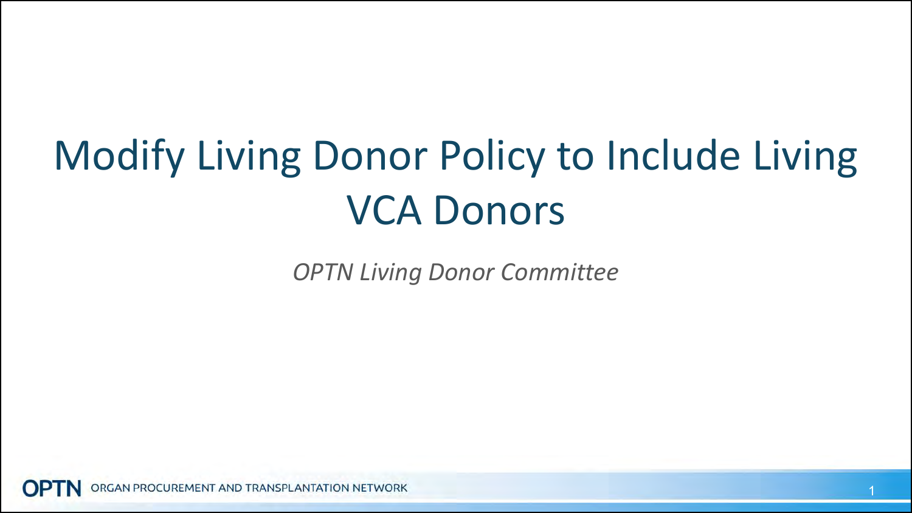# Modify Living Donor Policy to Include Living VCA Donors

*OPTN Living Donor Committee*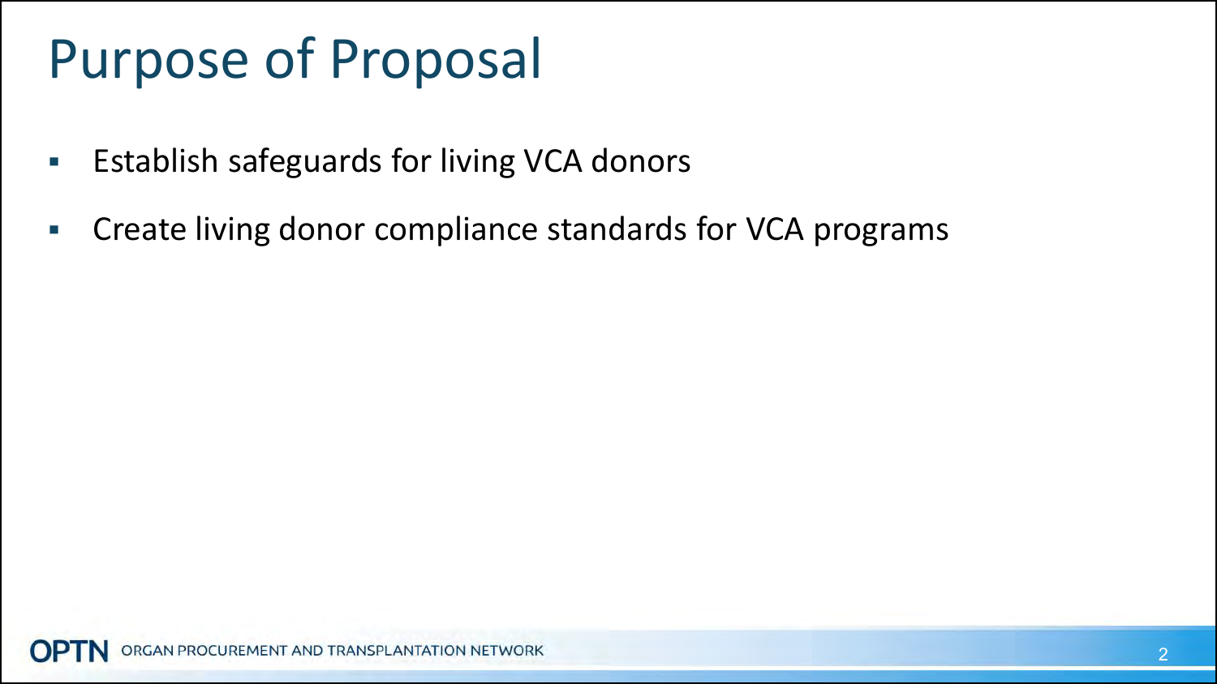# Purpose of Proposal

- Establish safeguards for living VCA donors
- Create living donor compliance standards for VCA programs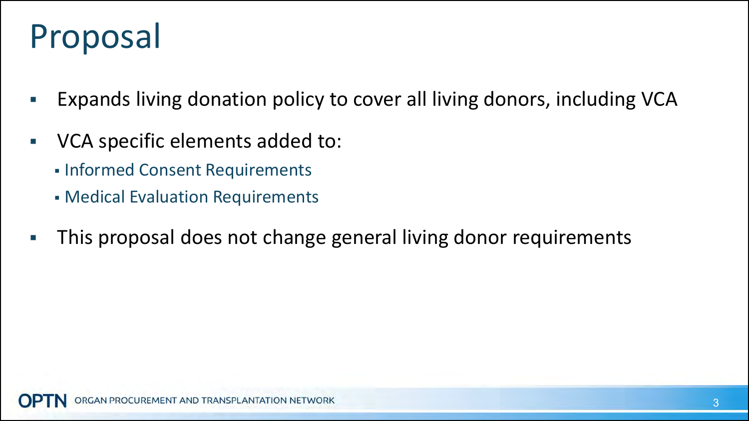# Proposal

- Expands living donation policy to cover all living donors, including VCA
- VCA specific elements added to:
  - Informed Consent Requirements
  - Medical Evaluation Requirements
- This proposal does not change general living donor requirements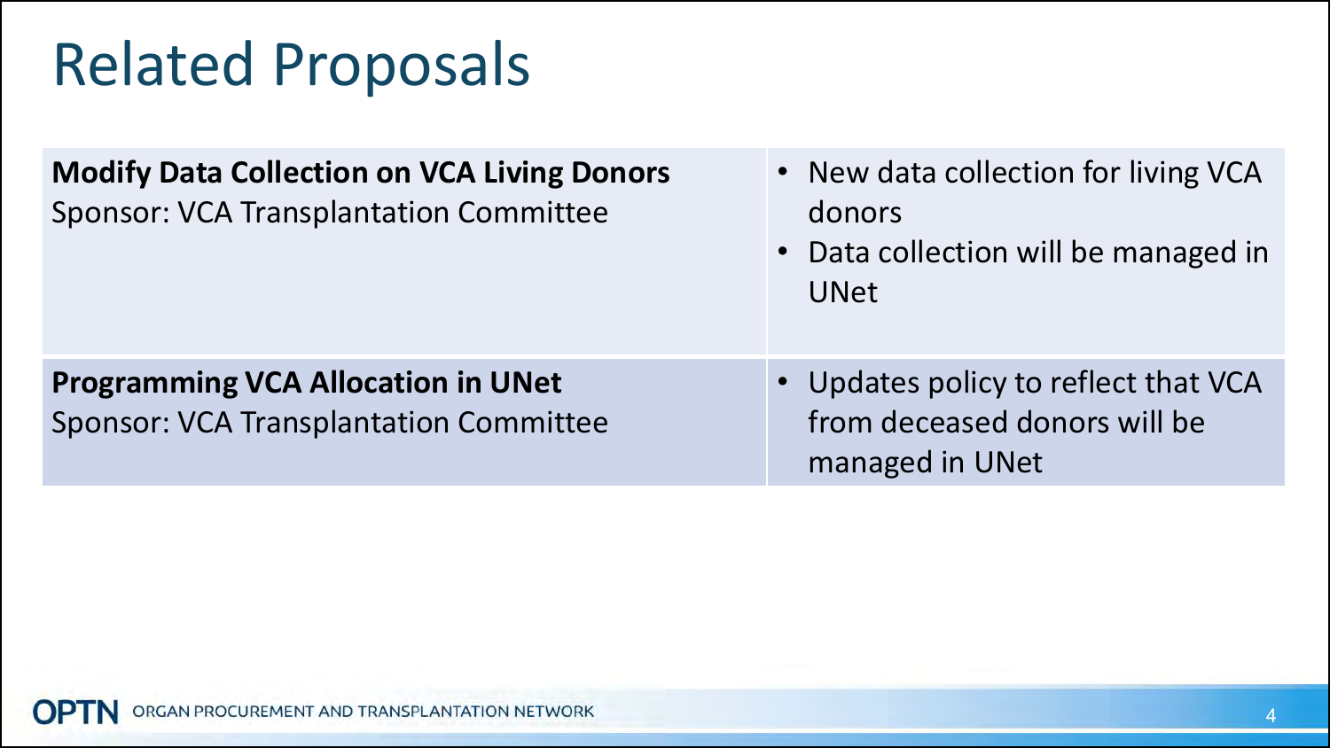# Related Proposals

| Proposal | Description |
|---|---|
| **Modify Data Collection on VCA Living Donors**<br>Sponsor: VCA Transplantation Committee | • New data collection for living VCA donors<br>• Data collection will be managed in UNet |
| **Programming VCA Allocation in UNet**<br>Sponsor: VCA Transplantation Committee | • Updates policy to reflect that VCA from deceased donors will be managed in UNet |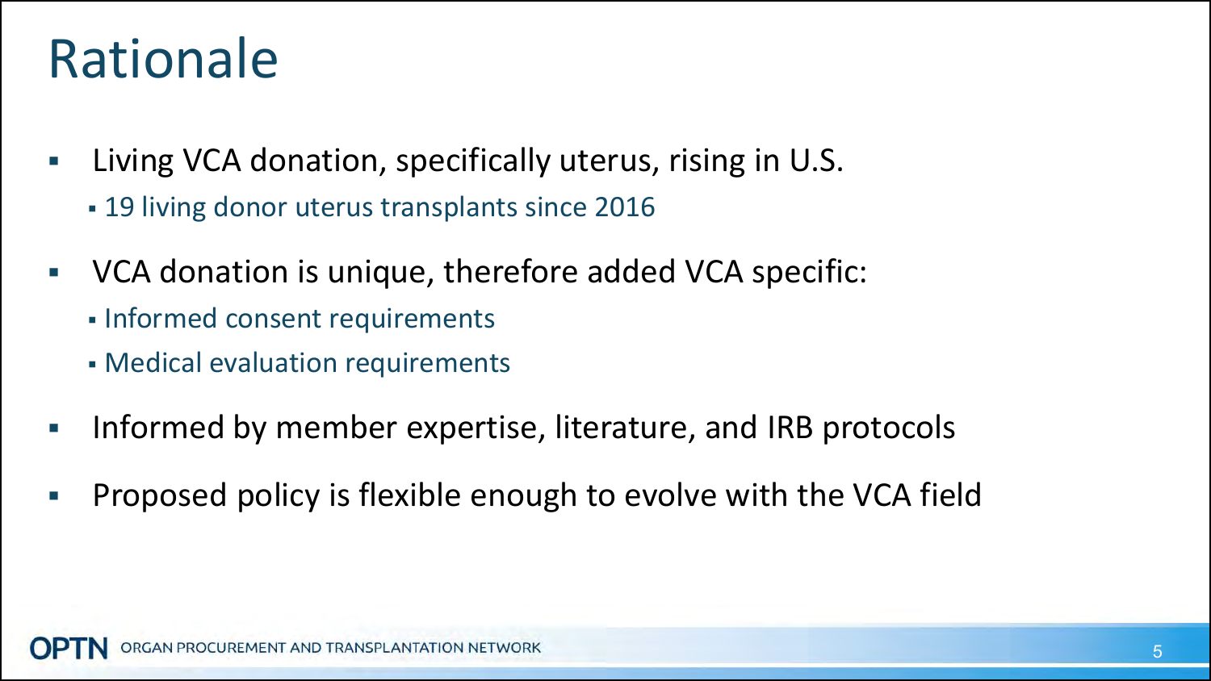# Rationale

- Living VCA donation, specifically uterus, rising in U.S.
  - 19 living donor uterus transplants since 2016
- VCA donation is unique, therefore added VCA specific:
  - Informed consent requirements
  - Medical evaluation requirements
- Informed by member expertise, literature, and IRB protocols
- Proposed policy is flexible enough to evolve with the VCA field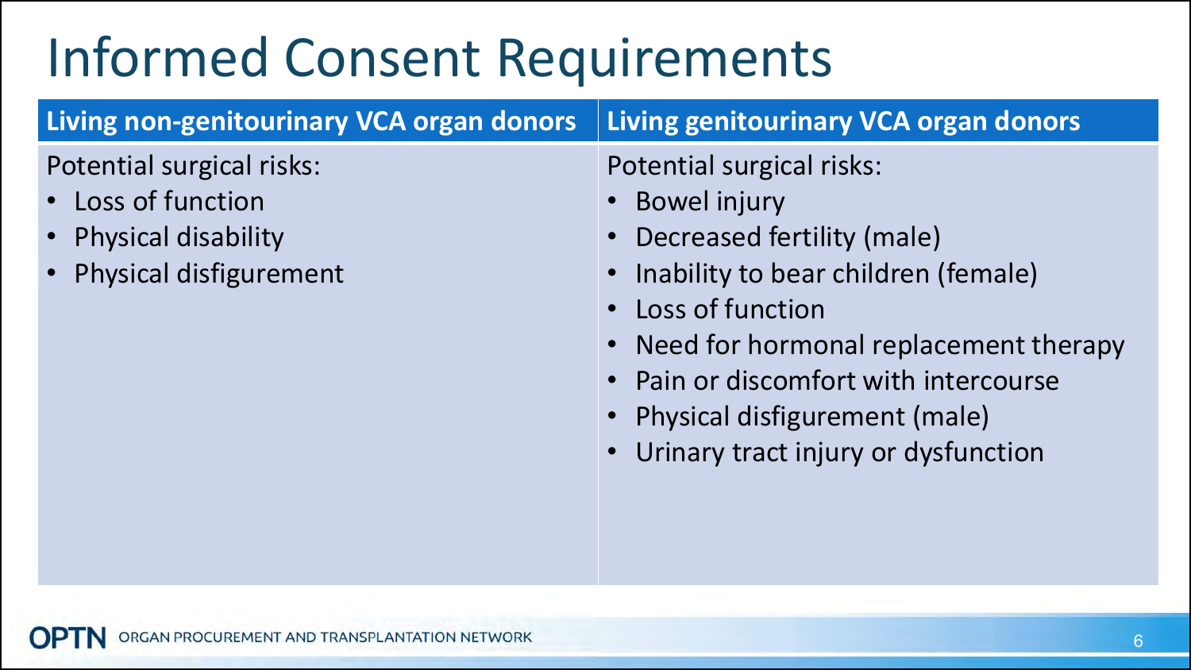# Informed Consent Requirements

| Living non-genitourinary VCA organ donors | Living genitourinary VCA organ donors |
|---|---|
| Potential surgical risks:<br>• Loss of function<br>• Physical disability<br>• Physical disfigurement | Potential surgical risks:<br>• Bowel injury<br>• Decreased fertility (male)<br>• Inability to bear children (female)<br>• Loss of function<br>• Need for hormonal replacement therapy<br>• Pain or discomfort with intercourse<br>• Physical disfigurement (male)<br>• Urinary tract injury or dysfunction |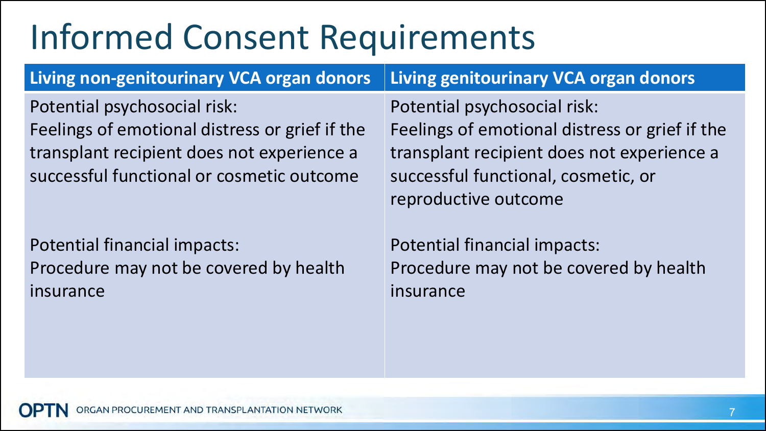# Informed Consent Requirements

| Living non-genitourinary VCA organ donors | Living genitourinary VCA organ donors |
| --- | --- |
| Potential psychosocial risk: Feelings of emotional distress or grief if the transplant recipient does not experience a successful functional or cosmetic outcome | Potential psychosocial risk: Feelings of emotional distress or grief if the transplant recipient does not experience a successful functional, cosmetic, or reproductive outcome |
| Potential financial impacts: Procedure may not be covered by health insurance | Potential financial impacts: Procedure may not be covered by health insurance |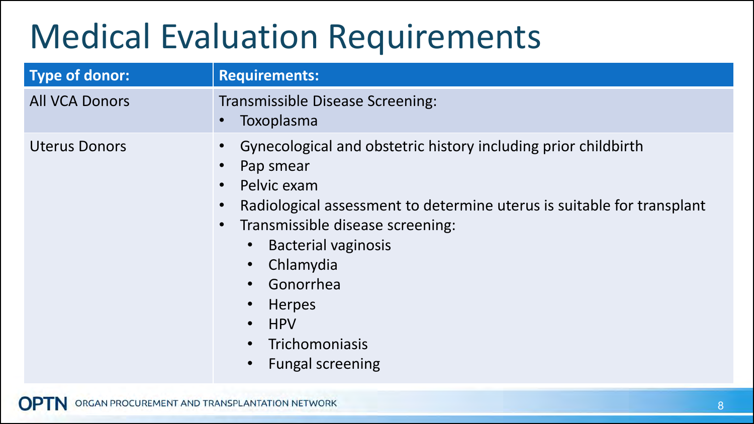# Medical Evaluation Requirements

| Type of donor: | Requirements: |
| --- | --- |
| All VCA Donors | Transmissible Disease Screening:<br>• Toxoplasma |
| Uterus Donors | • Gynecological and obstetric history including prior childbirth<br>• Pap smear<br>• Pelvic exam<br>• Radiological assessment to determine uterus is suitable for transplant<br>• Transmissible disease screening:<br>&nbsp;&nbsp;&nbsp;&nbsp;• Bacterial vaginosis<br>&nbsp;&nbsp;&nbsp;&nbsp;• Chlamydia<br>&nbsp;&nbsp;&nbsp;&nbsp;• Gonorrhea<br>&nbsp;&nbsp;&nbsp;&nbsp;• Herpes<br>&nbsp;&nbsp;&nbsp;&nbsp;• HPV<br>&nbsp;&nbsp;&nbsp;&nbsp;• Trichomoniasis<br>&nbsp;&nbsp;&nbsp;&nbsp;• Fungal screening |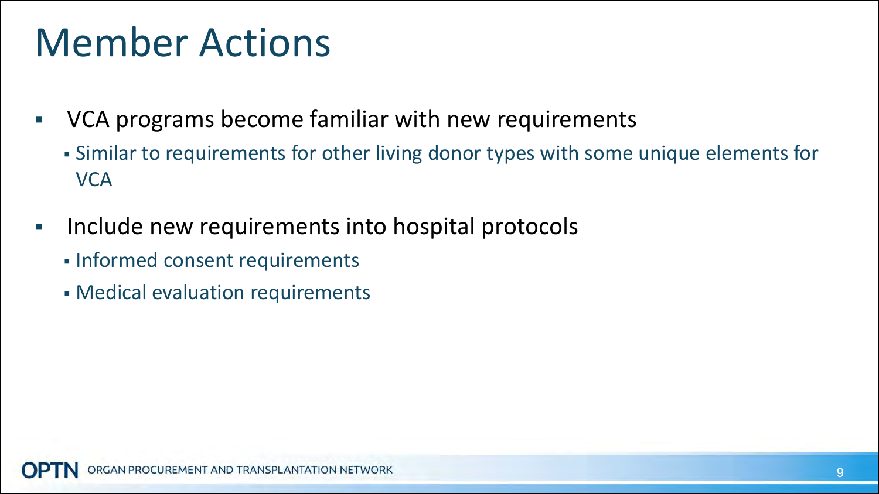# Member Actions

- VCA programs become familiar with new requirements
  - Similar to requirements for other living donor types with some unique elements for VCA
- Include new requirements into hospital protocols
  - Informed consent requirements
  - Medical evaluation requirements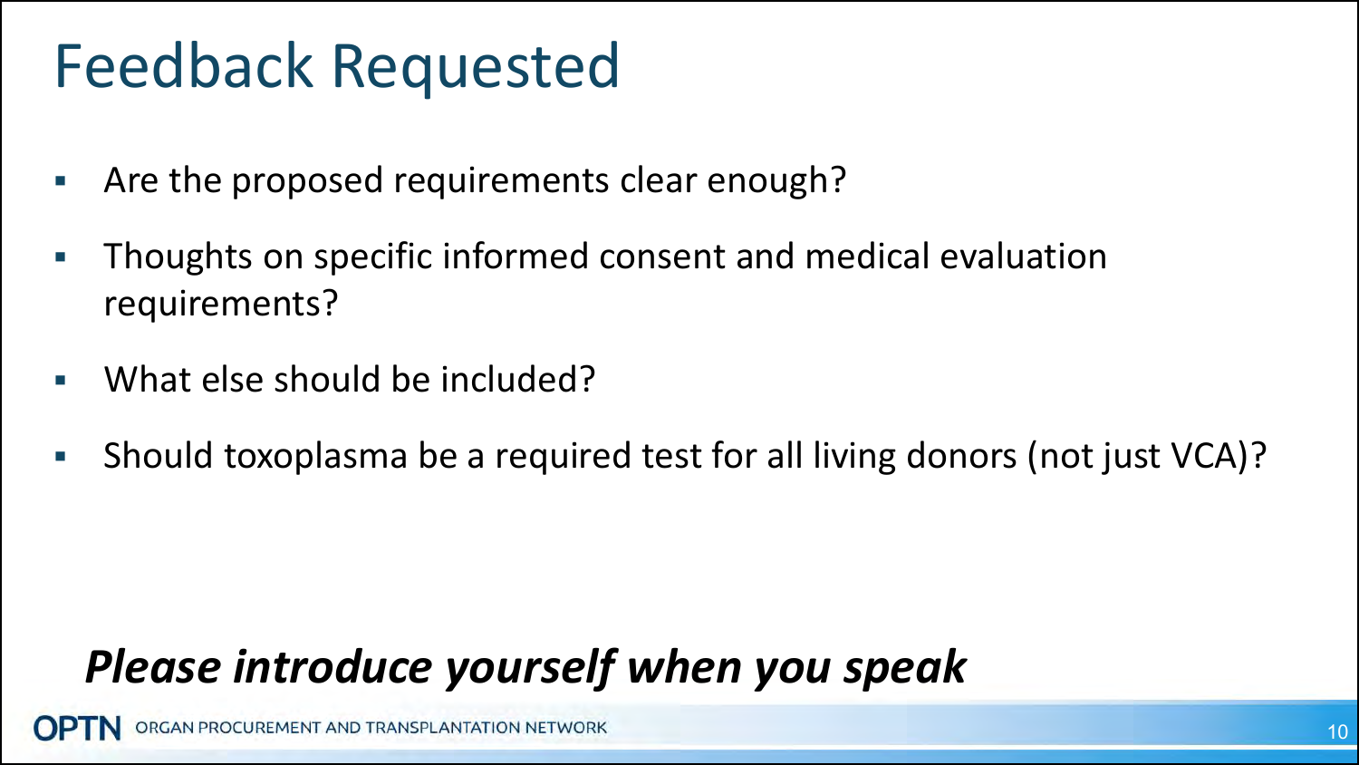# Feedback Requested

- Are the proposed requirements clear enough?
- Thoughts on specific informed consent and medical evaluation requirements?
- What else should be included?
- Should toxoplasma be a required test for all living donors (not just VCA)?

***Please introduce yourself when you speak***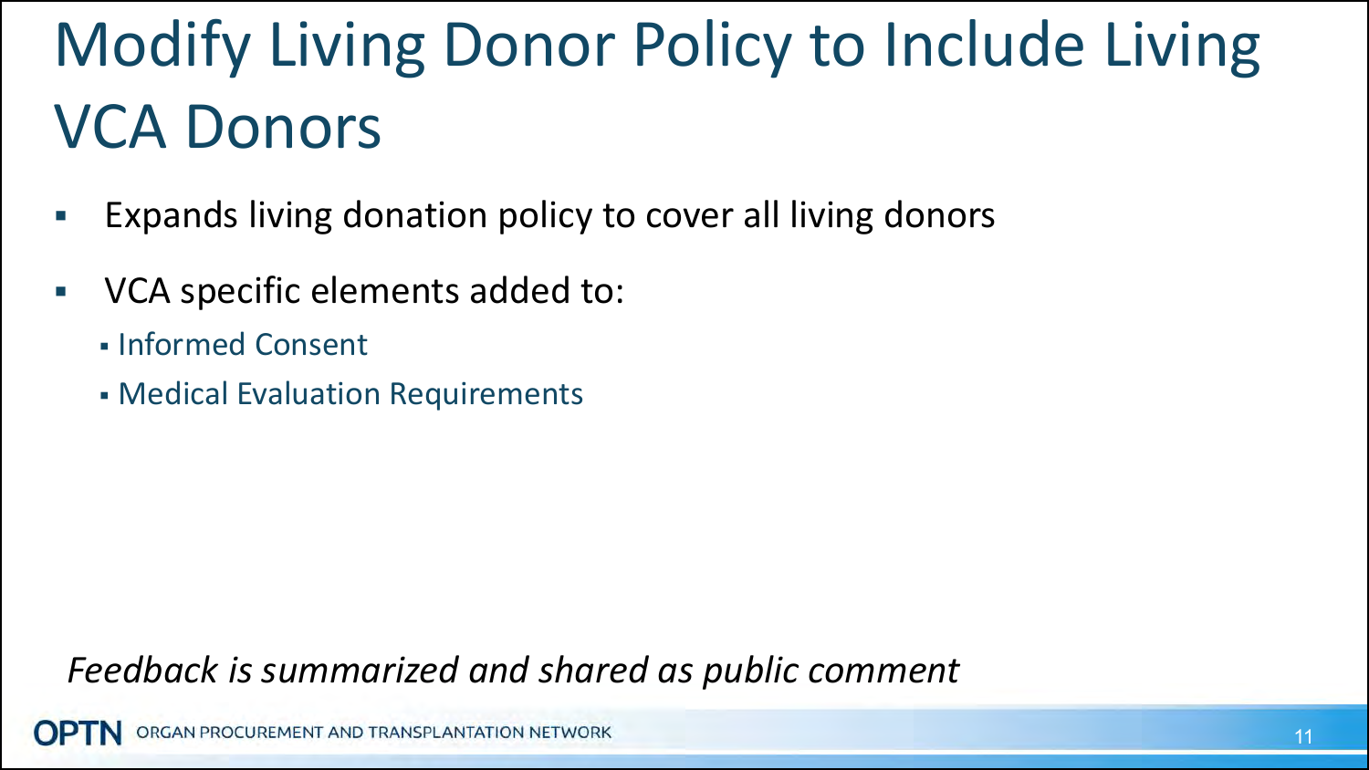# Modify Living Donor Policy to Include Living VCA Donors

- Expands living donation policy to cover all living donors
- VCA specific elements added to:
  - Informed Consent
  - Medical Evaluation Requirements

*Feedback is summarized and shared as public comment*

OPTN ORGAN PROCUREMENT AND TRANSPLANTATION NETWORK